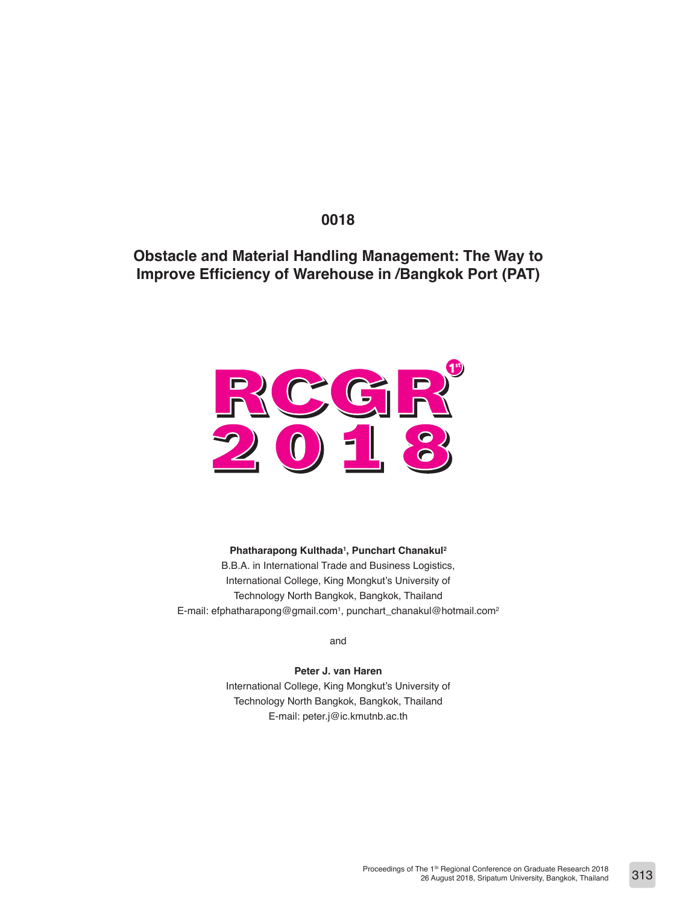0018

# Obstacle and Material Handling Management: The Way to Improve Efficiency of Warehouse in /Bangkok Port (PAT)

RCGR 1st
2018

**Phatharapong Kulthada[1], Punchart Chanakul[2]**
B.B.A. in International Trade and Business Logistics,
International College, King Mongkut's University of
Technology North Bangkok, Bangkok, Thailand
E-mail: efphatharapong@gmail.com[1], punchart_chanakul@hotmail.com[2]

and

**Peter J. van Haren**
International College, King Mongkut's University of
Technology North Bangkok, Bangkok, Thailand
E-mail: peter.j@ic.kmutnb.ac.th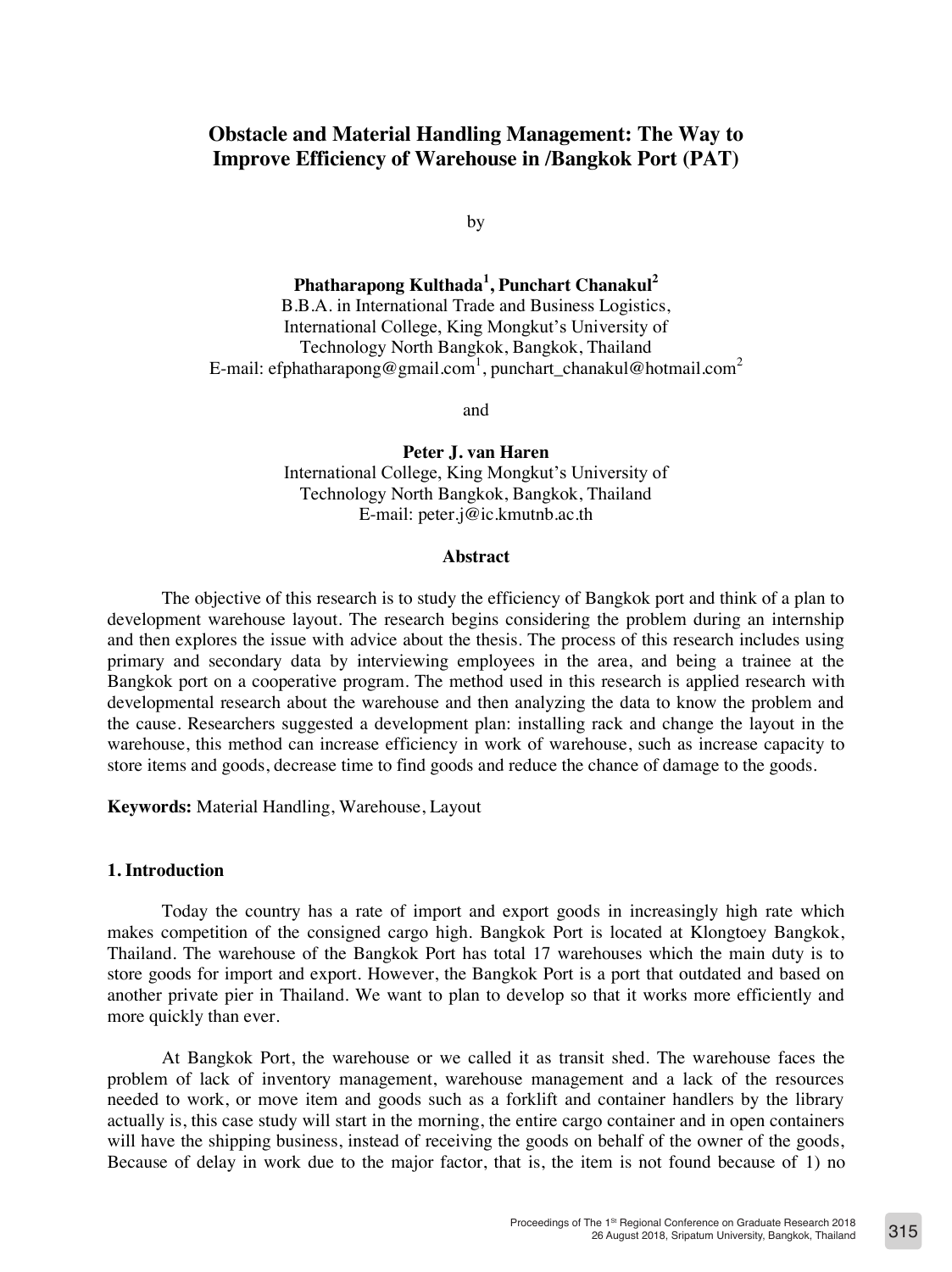# Obstacle and Material Handling Management: The Way to Improve Efficiency of Warehouse in /Bangkok Port (PAT)

by

**Phatharapong Kulthada[1], Punchart Chanakul[2]**
B.B.A. in International Trade and Business Logistics,
International College, King Mongkut's University of Technology North Bangkok, Bangkok, Thailand
E-mail: efphatharapong@gmail.com[1], punchart_chanakul@hotmail.com[2]

and

**Peter J. van Haren**
International College, King Mongkut's University of Technology North Bangkok, Bangkok, Thailand
E-mail: peter.j@ic.kmutnb.ac.th

## Abstract

The objective of this research is to study the efficiency of Bangkok port and think of a plan to development warehouse layout. The research begins considering the problem during an internship and then explores the issue with advice about the thesis. The process of this research includes using primary and secondary data by interviewing employees in the area, and being a trainee at the Bangkok port on a cooperative program. The method used in this research is applied research with developmental research about the warehouse and then analyzing the data to know the problem and the cause. Researchers suggested a development plan: installing rack and change the layout in the warehouse, this method can increase efficiency in work of warehouse, such as increase capacity to store items and goods, decrease time to find goods and reduce the chance of damage to the goods.

**Keywords:** Material Handling, Warehouse, Layout

## 1. Introduction

Today the country has a rate of import and export goods in increasingly high rate which makes competition of the consigned cargo high. Bangkok Port is located at Klongtoey Bangkok, Thailand. The warehouse of the Bangkok Port has total 17 warehouses which the main duty is to store goods for import and export. However, the Bangkok Port is a port that outdated and based on another private pier in Thailand. We want to plan to develop so that it works more efficiently and more quickly than ever.

At Bangkok Port, the warehouse or we called it as transit shed. The warehouse faces the problem of lack of inventory management, warehouse management and a lack of the resources needed to work, or move item and goods such as a forklift and container handlers by the library actually is, this case study will start in the morning, the entire cargo container and in open containers will have the shipping business, instead of receiving the goods on behalf of the owner of the goods, Because of delay in work due to the major factor, that is, the item is not found because of 1) no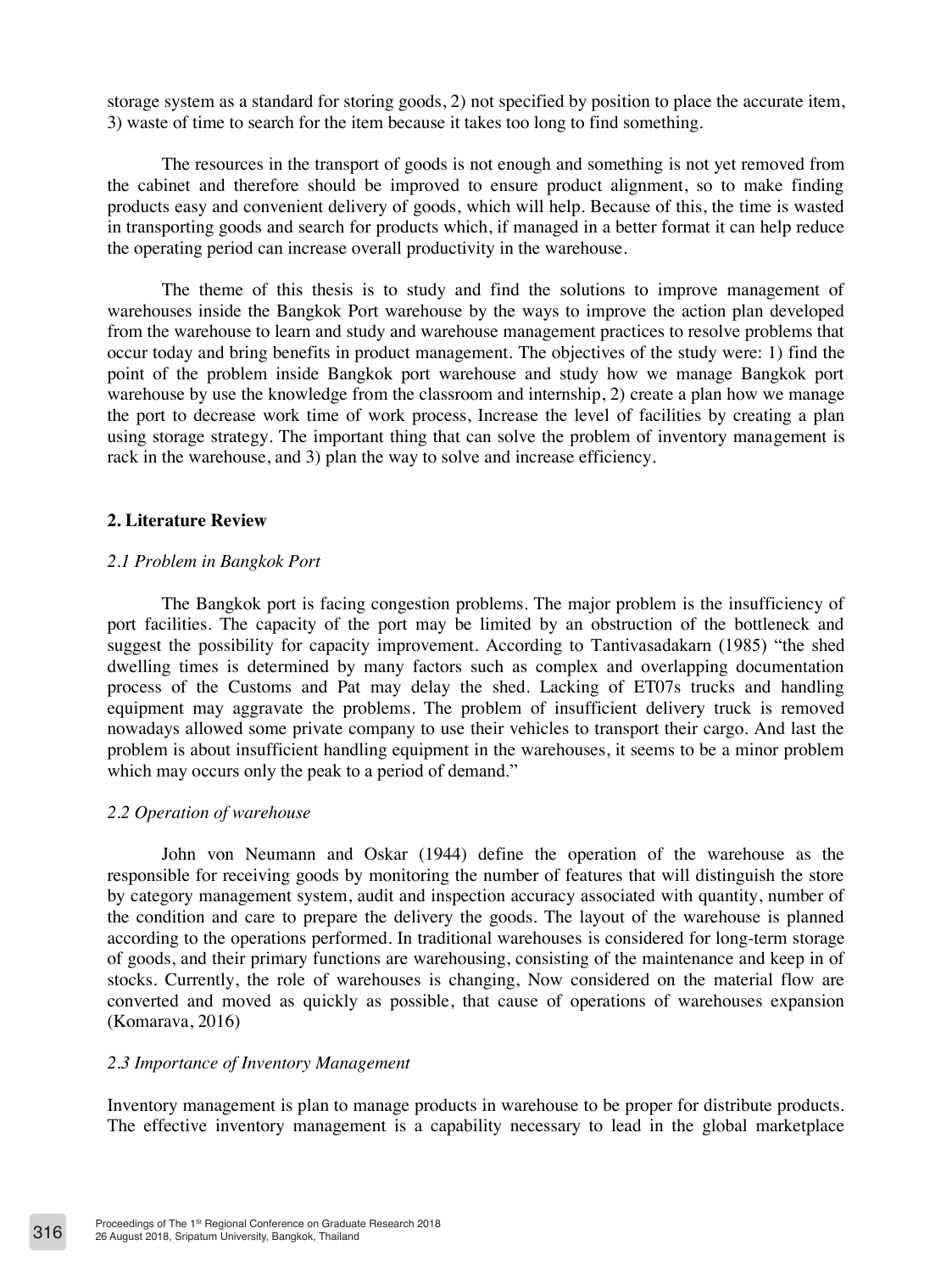storage system as a standard for storing goods, 2) not specified by position to place the accurate item, 3) waste of time to search for the item because it takes too long to find something.

The resources in the transport of goods is not enough and something is not yet removed from the cabinet and therefore should be improved to ensure product alignment, so to make finding products easy and convenient delivery of goods, which will help. Because of this, the time is wasted in transporting goods and search for products which, if managed in a better format it can help reduce the operating period can increase overall productivity in the warehouse.

The theme of this thesis is to study and find the solutions to improve management of warehouses inside the Bangkok Port warehouse by the ways to improve the action plan developed from the warehouse to learn and study and warehouse management practices to resolve problems that occur today and bring benefits in product management. The objectives of the study were: 1) find the point of the problem inside Bangkok port warehouse and study how we manage Bangkok port warehouse by use the knowledge from the classroom and internship, 2) create a plan how we manage the port to decrease work time of work process, Increase the level of facilities by creating a plan using storage strategy. The important thing that can solve the problem of inventory management is rack in the warehouse, and 3) plan the way to solve and increase efficiency.

## 2. Literature Review

### *2.1 Problem in Bangkok Port*

The Bangkok port is facing congestion problems. The major problem is the insufficiency of port facilities. The capacity of the port may be limited by an obstruction of the bottleneck and suggest the possibility for capacity improvement. According to Tantivasadakarn (1985) "the shed dwelling times is determined by many factors such as complex and overlapping documentation process of the Customs and Pat may delay the shed. Lacking of ET07s trucks and handling equipment may aggravate the problems. The problem of insufficient delivery truck is removed nowadays allowed some private company to use their vehicles to transport their cargo. And last the problem is about insufficient handling equipment in the warehouses, it seems to be a minor problem which may occurs only the peak to a period of demand."

### *2.2 Operation of warehouse*

John von Neumann and Oskar (1944) define the operation of the warehouse as the responsible for receiving goods by monitoring the number of features that will distinguish the store by category management system, audit and inspection accuracy associated with quantity, number of the condition and care to prepare the delivery the goods. The layout of the warehouse is planned according to the operations performed. In traditional warehouses is considered for long-term storage of goods, and their primary functions are warehousing, consisting of the maintenance and keep in of stocks. Currently, the role of warehouses is changing, Now considered on the material flow are converted and moved as quickly as possible, that cause of operations of warehouses expansion (Komarava, 2016)

### *2.3 Importance of Inventory Management*

Inventory management is plan to manage products in warehouse to be proper for distribute products. The effective inventory management is a capability necessary to lead in the global marketplace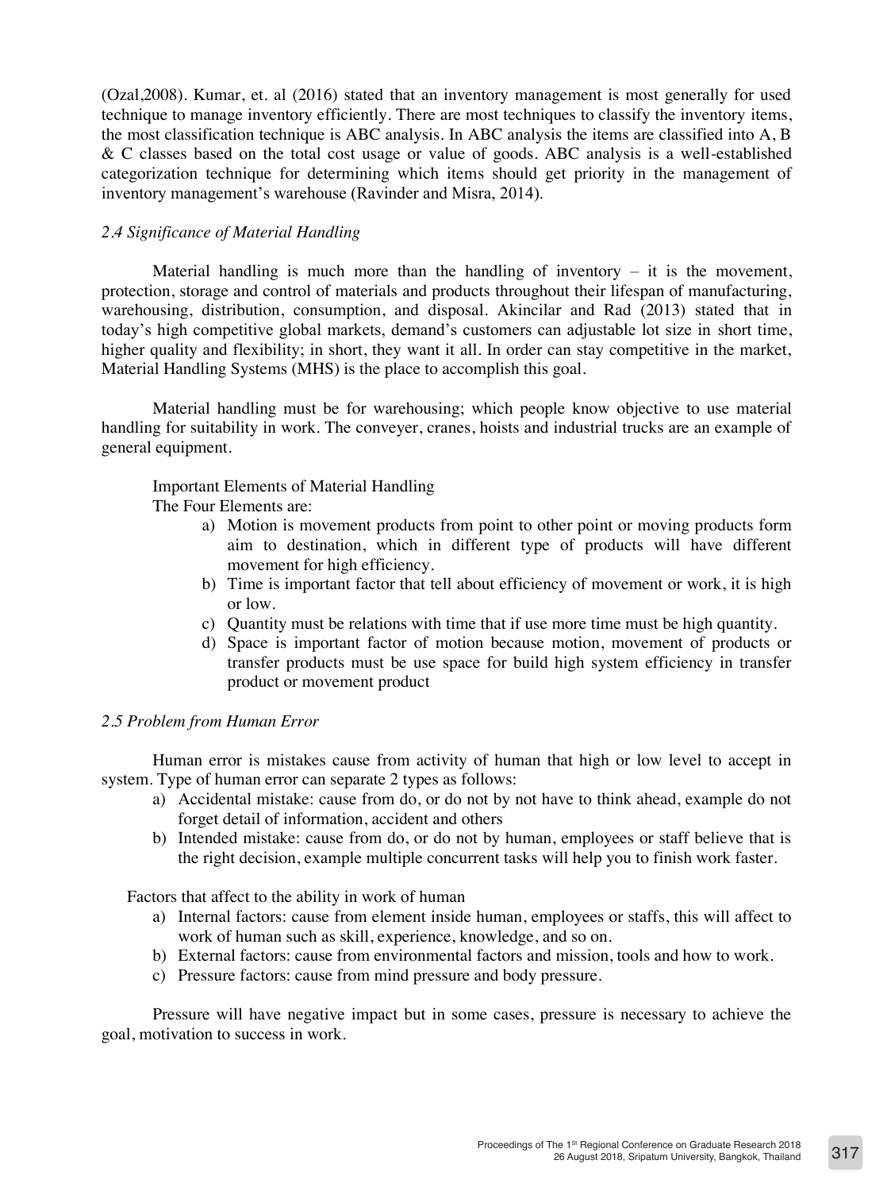(Ozal,2008). Kumar, et. al (2016) stated that an inventory management is most generally for used technique to manage inventory efficiently. There are most techniques to classify the inventory items, the most classification technique is ABC analysis. In ABC analysis the items are classified into A, B & C classes based on the total cost usage or value of goods. ABC analysis is a well-established categorization technique for determining which items should get priority in the management of inventory management's warehouse (Ravinder and Misra, 2014).

### *2.4 Significance of Material Handling*

Material handling is much more than the handling of inventory – it is the movement, protection, storage and control of materials and products throughout their lifespan of manufacturing, warehousing, distribution, consumption, and disposal. Akincilar and Rad (2013) stated that in today's high competitive global markets, demand's customers can adjustable lot size in short time, higher quality and flexibility; in short, they want it all. In order can stay competitive in the market, Material Handling Systems (MHS) is the place to accomplish this goal.

Material handling must be for warehousing; which people know objective to use material handling for suitability in work. The conveyer, cranes, hoists and industrial trucks are an example of general equipment.

Important Elements of Material Handling

The Four Elements are:

a) Motion is movement products from point to other point or moving products form aim to destination, which in different type of products will have different movement for high efficiency.
b) Time is important factor that tell about efficiency of movement or work, it is high or low.
c) Quantity must be relations with time that if use more time must be high quantity.
d) Space is important factor of motion because motion, movement of products or transfer products must be use space for build high system efficiency in transfer product or movement product

### *2.5 Problem from Human Error*

Human error is mistakes cause from activity of human that high or low level to accept in system. Type of human error can separate 2 types as follows:

a) Accidental mistake: cause from do, or do not by not have to think ahead, example do not forget detail of information, accident and others
b) Intended mistake: cause from do, or do not by human, employees or staff believe that is the right decision, example multiple concurrent tasks will help you to finish work faster.

Factors that affect to the ability in work of human

a) Internal factors: cause from element inside human, employees or staffs, this will affect to work of human such as skill, experience, knowledge, and so on.
b) External factors: cause from environmental factors and mission, tools and how to work.
c) Pressure factors: cause from mind pressure and body pressure.

Pressure will have negative impact but in some cases, pressure is necessary to achieve the goal, motivation to success in work.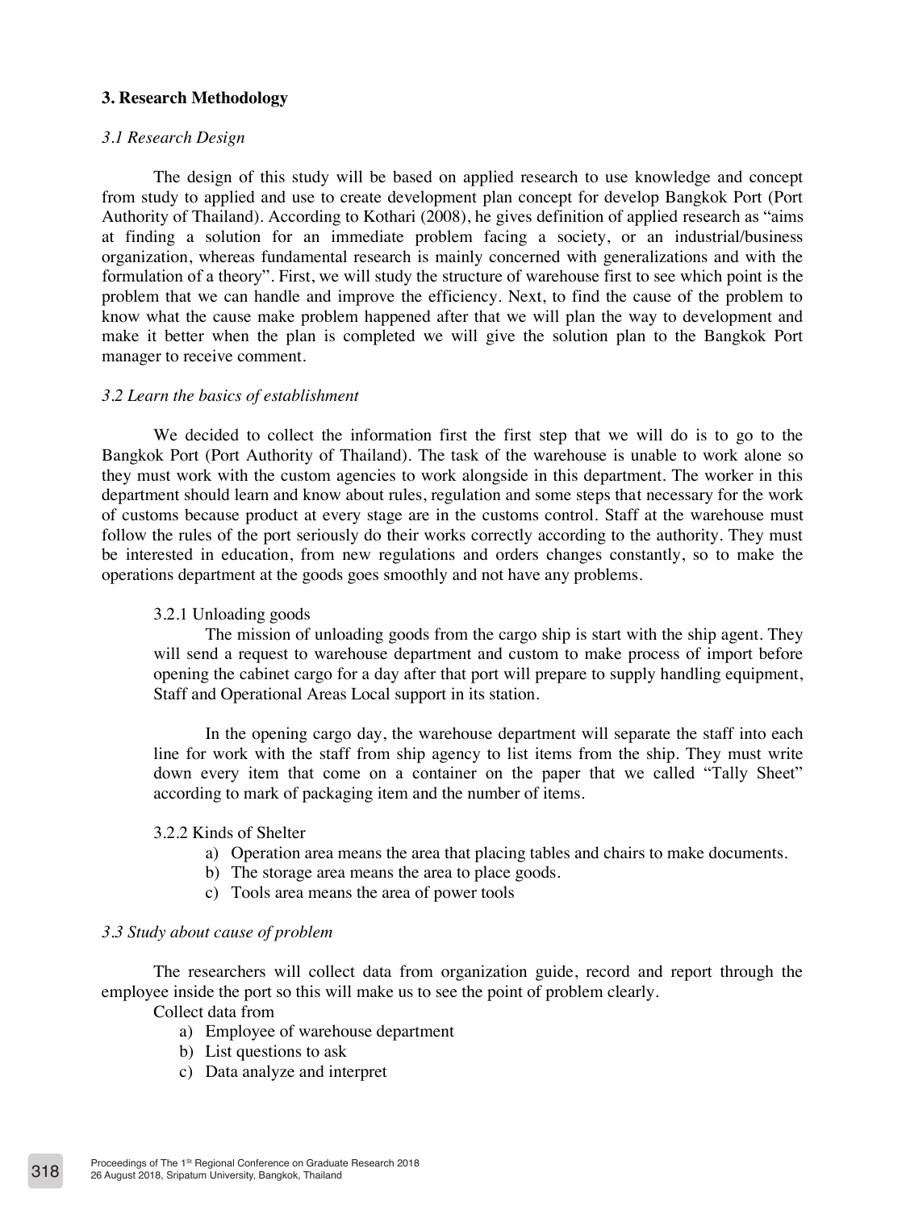## 3. Research Methodology

### *3.1 Research Design*

The design of this study will be based on applied research to use knowledge and concept from study to applied and use to create development plan concept for develop Bangkok Port (Port Authority of Thailand). According to Kothari (2008), he gives definition of applied research as "aims at finding a solution for an immediate problem facing a society, or an industrial/business organization, whereas fundamental research is mainly concerned with generalizations and with the formulation of a theory". First, we will study the structure of warehouse first to see which point is the problem that we can handle and improve the efficiency. Next, to find the cause of the problem to know what the cause make problem happened after that we will plan the way to development and make it better when the plan is completed we will give the solution plan to the Bangkok Port manager to receive comment.

### *3.2 Learn the basics of establishment*

We decided to collect the information first the first step that we will do is to go to the Bangkok Port (Port Authority of Thailand). The task of the warehouse is unable to work alone so they must work with the custom agencies to work alongside in this department. The worker in this department should learn and know about rules, regulation and some steps that necessary for the work of customs because product at every stage are in the customs control. Staff at the warehouse must follow the rules of the port seriously do their works correctly according to the authority. They must be interested in education, from new regulations and orders changes constantly, so to make the operations department at the goods goes smoothly and not have any problems.

3.2.1 Unloading goods

The mission of unloading goods from the cargo ship is start with the ship agent. They will send a request to warehouse department and custom to make process of import before opening the cabinet cargo for a day after that port will prepare to supply handling equipment, Staff and Operational Areas Local support in its station.

In the opening cargo day, the warehouse department will separate the staff into each line for work with the staff from ship agency to list items from the ship. They must write down every item that come on a container on the paper that we called "Tally Sheet" according to mark of packaging item and the number of items.

3.2.2 Kinds of Shelter

a) Operation area means the area that placing tables and chairs to make documents.
b) The storage area means the area to place goods.
c) Tools area means the area of power tools

### *3.3 Study about cause of problem*

The researchers will collect data from organization guide, record and report through the employee inside the port so this will make us to see the point of problem clearly.

Collect data from

a) Employee of warehouse department
b) List questions to ask
c) Data analyze and interpret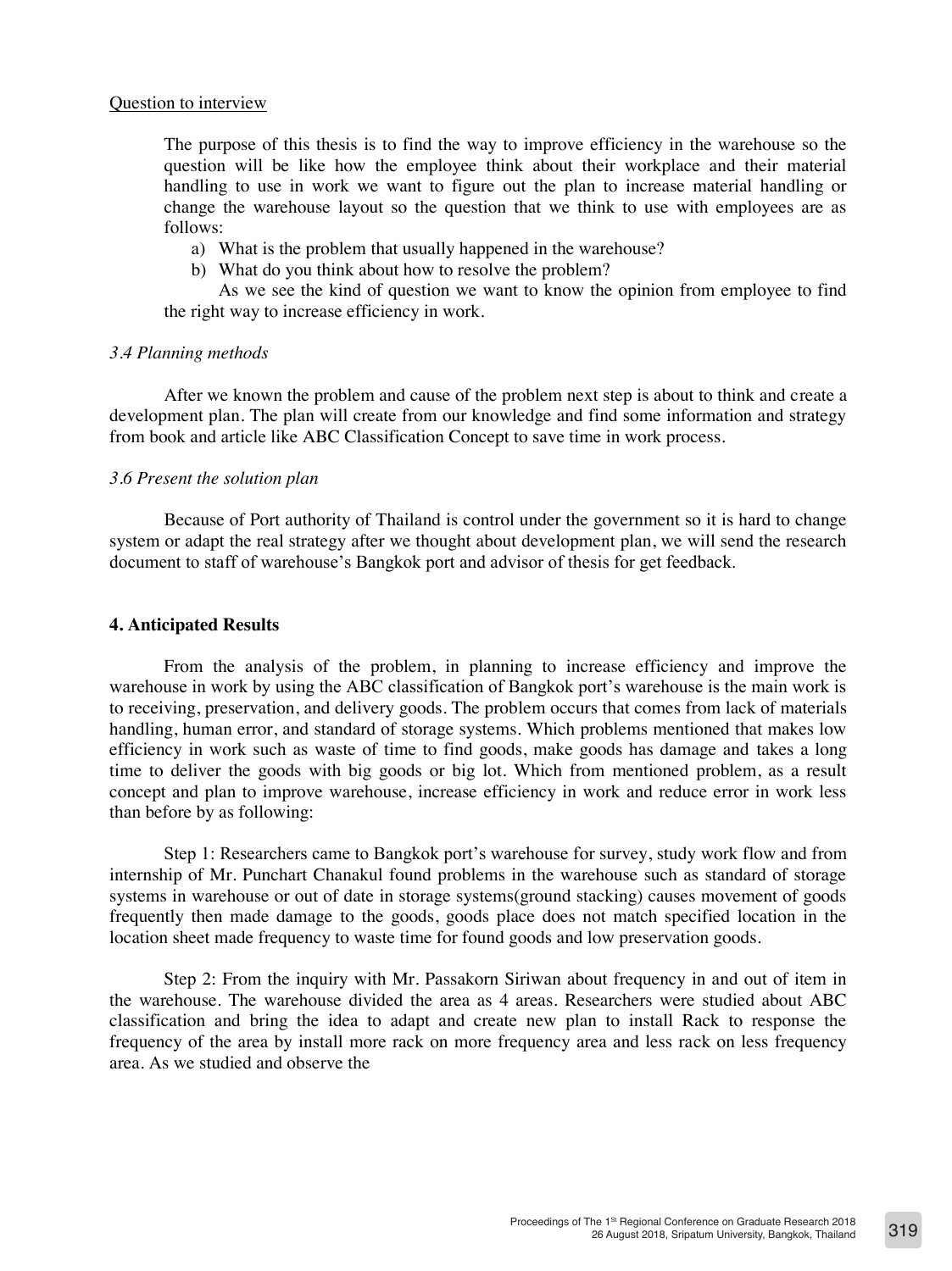Question to interview

The purpose of this thesis is to find the way to improve efficiency in the warehouse so the question will be like how the employee think about their workplace and their material handling to use in work we want to figure out the plan to increase material handling or change the warehouse layout so the question that we think to use with employees are as follows:

a) What is the problem that usually happened in the warehouse?
b) What do you think about how to resolve the problem?

As we see the kind of question we want to know the opinion from employee to find the right way to increase efficiency in work.

*3.4 Planning methods*

After we known the problem and cause of the problem next step is about to think and create a development plan. The plan will create from our knowledge and find some information and strategy from book and article like ABC Classification Concept to save time in work process.

*3.6 Present the solution plan*

Because of Port authority of Thailand is control under the government so it is hard to change system or adapt the real strategy after we thought about development plan, we will send the research document to staff of warehouse's Bangkok port and advisor of thesis for get feedback.

## 4. Anticipated Results

From the analysis of the problem, in planning to increase efficiency and improve the warehouse in work by using the ABC classification of Bangkok port's warehouse is the main work is to receiving, preservation, and delivery goods. The problem occurs that comes from lack of materials handling, human error, and standard of storage systems. Which problems mentioned that makes low efficiency in work such as waste of time to find goods, make goods has damage and takes a long time to deliver the goods with big goods or big lot. Which from mentioned problem, as a result concept and plan to improve warehouse, increase efficiency in work and reduce error in work less than before by as following:

Step 1: Researchers came to Bangkok port's warehouse for survey, study work flow and from internship of Mr. Punchart Chanakul found problems in the warehouse such as standard of storage systems in warehouse or out of date in storage systems(ground stacking) causes movement of goods frequently then made damage to the goods, goods place does not match specified location in the location sheet made frequency to waste time for found goods and low preservation goods.

Step 2: From the inquiry with Mr. Passakorn Siriwan about frequency in and out of item in the warehouse. The warehouse divided the area as 4 areas. Researchers were studied about ABC classification and bring the idea to adapt and create new plan to install Rack to response the frequency of the area by install more rack on more frequency area and less rack on less frequency area. As we studied and observe the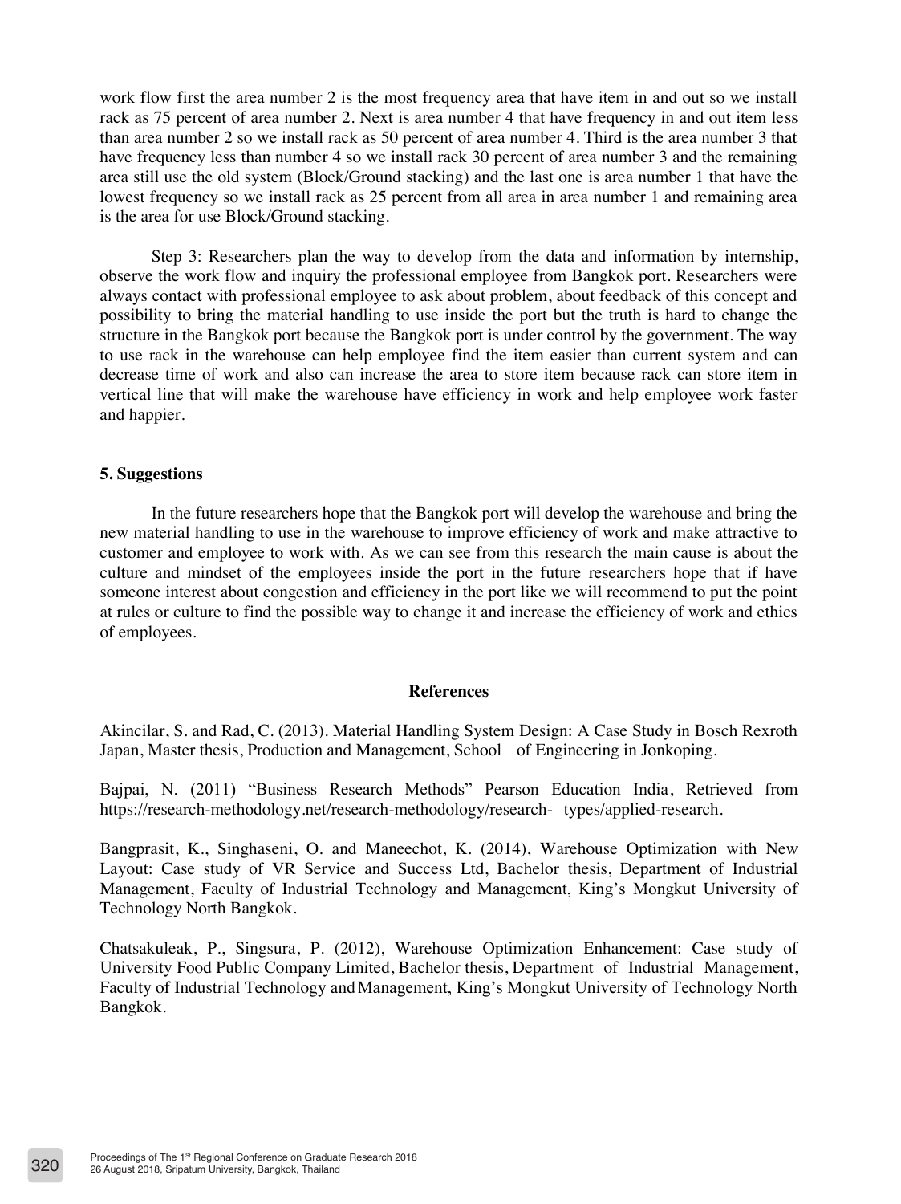work flow first the area number 2 is the most frequency area that have item in and out so we install rack as 75 percent of area number 2. Next is area number 4 that have frequency in and out item less than area number 2 so we install rack as 50 percent of area number 4. Third is the area number 3 that have frequency less than number 4 so we install rack 30 percent of area number 3 and the remaining area still use the old system (Block/Ground stacking) and the last one is area number 1 that have the lowest frequency so we install rack as 25 percent from all area in area number 1 and remaining area is the area for use Block/Ground stacking.

Step 3: Researchers plan the way to develop from the data and information by internship, observe the work flow and inquiry the professional employee from Bangkok port. Researchers were always contact with professional employee to ask about problem, about feedback of this concept and possibility to bring the material handling to use inside the port but the truth is hard to change the structure in the Bangkok port because the Bangkok port is under control by the government. The way to use rack in the warehouse can help employee find the item easier than current system and can decrease time of work and also can increase the area to store item because rack can store item in vertical line that will make the warehouse have efficiency in work and help employee work faster and happier.

## 5. Suggestions

In the future researchers hope that the Bangkok port will develop the warehouse and bring the new material handling to use in the warehouse to improve efficiency of work and make attractive to customer and employee to work with. As we can see from this research the main cause is about the culture and mindset of the employees inside the port in the future researchers hope that if have someone interest about congestion and efficiency in the port like we will recommend to put the point at rules or culture to find the possible way to change it and increase the efficiency of work and ethics of employees.

## References

Akincilar, S. and Rad, C. (2013). Material Handling System Design: A Case Study in Bosch Rexroth Japan, Master thesis, Production and Management, School of Engineering in Jonkoping.

Bajpai, N. (2011) "Business Research Methods" Pearson Education India, Retrieved from https://research-methodology.net/research-methodology/research- types/applied-research.

Bangprasit, K., Singhaseni, O. and Maneechot, K. (2014), Warehouse Optimization with New Layout: Case study of VR Service and Success Ltd, Bachelor thesis, Department of Industrial Management, Faculty of Industrial Technology and Management, King's Mongkut University of Technology North Bangkok.

Chatsakuleak, P., Singsura, P. (2012), Warehouse Optimization Enhancement: Case study of University Food Public Company Limited, Bachelor thesis, Department of Industrial Management, Faculty of Industrial Technology and Management, King's Mongkut University of Technology North Bangkok.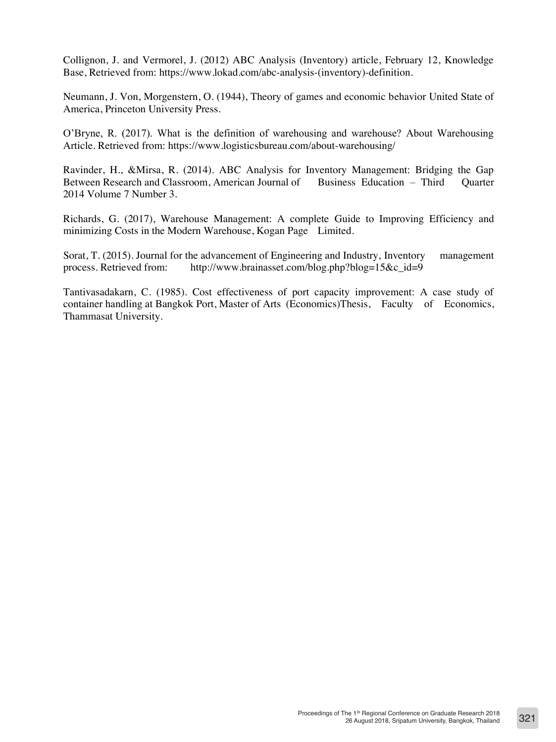Collignon, J. and Vermorel, J. (2012) ABC Analysis (Inventory) article, February 12, Knowledge Base, Retrieved from: https://www.lokad.com/abc-analysis-(inventory)-definition.

Neumann, J. Von, Morgenstern, O. (1944), Theory of games and economic behavior United State of America, Princeton University Press.

O'Bryne, R. (2017). What is the definition of warehousing and warehouse? About Warehousing Article. Retrieved from: https://www.logisticsbureau.com/about-warehousing/

Ravinder, H., &Mirsa, R. (2014). ABC Analysis for Inventory Management: Bridging the Gap Between Research and Classroom, American Journal of Business Education – Third Quarter 2014 Volume 7 Number 3.

Richards, G. (2017), Warehouse Management: A complete Guide to Improving Efficiency and minimizing Costs in the Modern Warehouse, Kogan Page Limited.

Sorat, T. (2015). Journal for the advancement of Engineering and Industry, Inventory management process. Retrieved from: http://www.brainasset.com/blog.php?blog=15&c_id=9

Tantivasadakarn, C. (1985). Cost effectiveness of port capacity improvement: A case study of container handling at Bangkok Port, Master of Arts (Economics)Thesis, Faculty of Economics, Thammasat University.